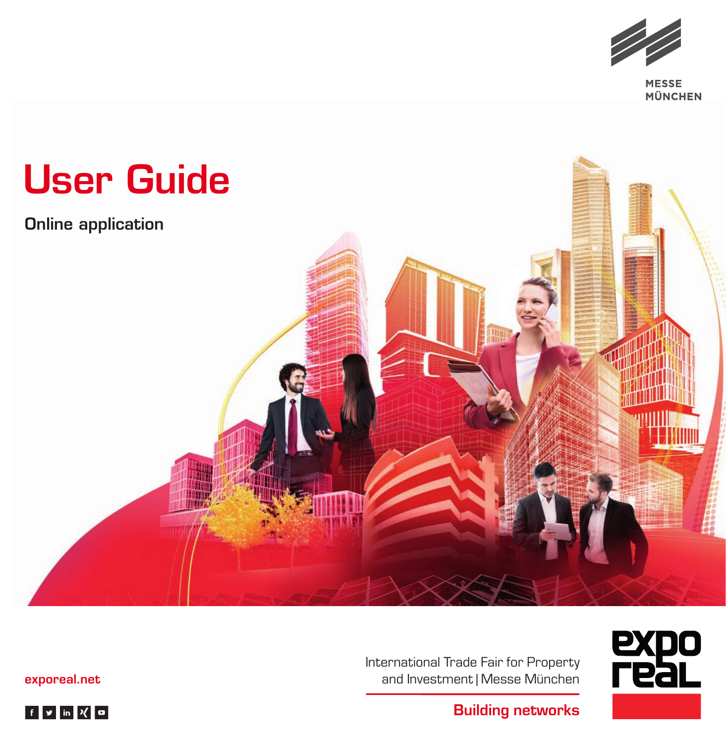MESSE MÜNCHEN

# User Guide

## Online application

exporeal.net

International Trade Fair for Property and Investment | Messe München

**Building networks**

expo real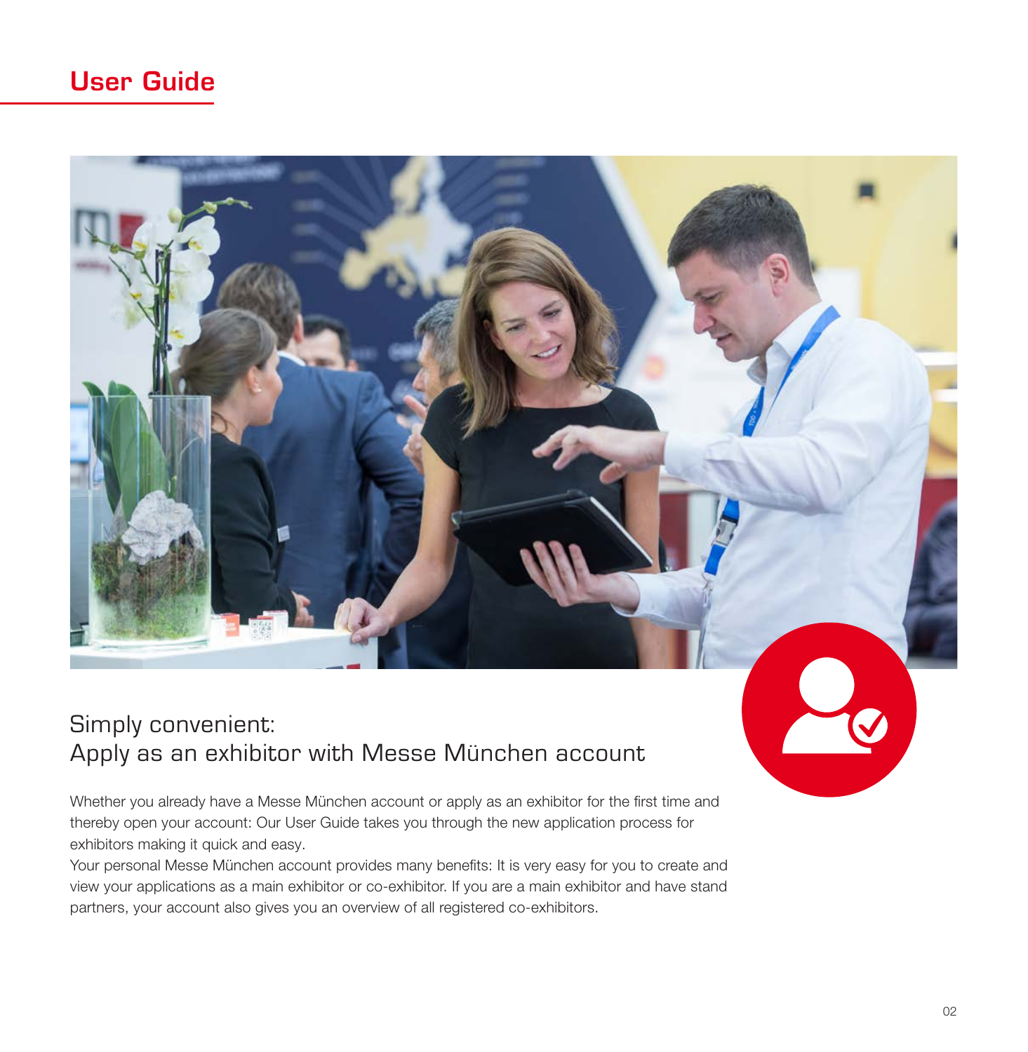# User Guide

## Simply convenient:
## Apply as an exhibitor with Messe München account

Whether you already have a Messe München account or apply as an exhibitor for the first time and thereby open your account: Our User Guide takes you through the new application process for exhibitors making it quick and easy.
Your personal Messe München account provides many benefits: It is very easy for you to create and view your applications as a main exhibitor or co-exhibitor. If you are a main exhibitor and have stand partners, your account also gives you an overview of all registered co-exhibitors.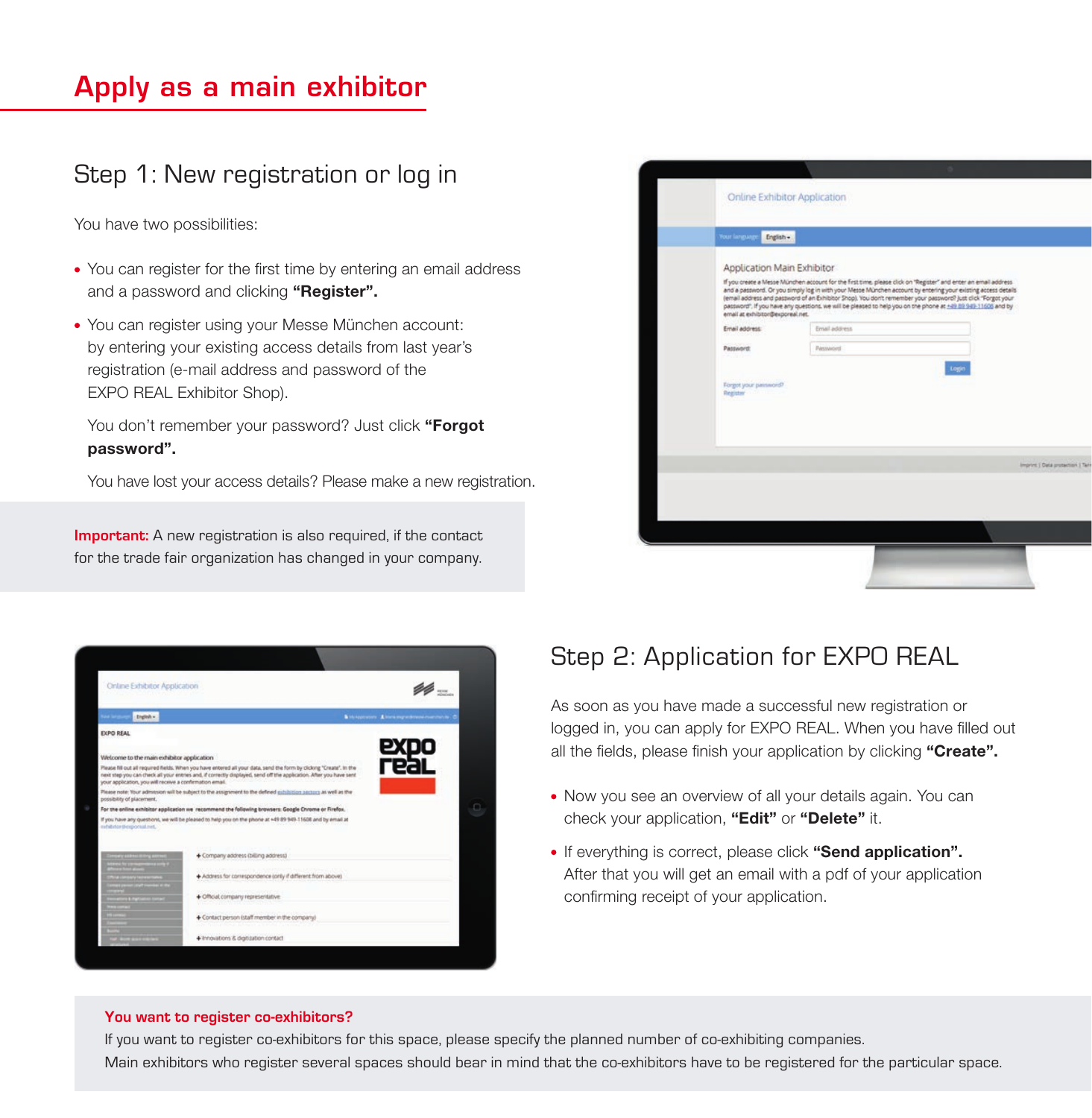# Apply as a main exhibitor

## Step 1: New registration or log in

You have two possibilities:

- You can register for the first time by entering an email address and a password and clicking **"Register".**
- You can register using your Messe München account: by entering your existing access details from last year's registration (e-mail address and password of the EXPO REAL Exhibitor Shop).

  You don't remember your password? Just click **"Forgot password".**

  You have lost your access details? Please make a new registration.

**Important:** A new registration is also required, if the contact for the trade fair organization has changed in your company.

## Step 2: Application for EXPO REAL

As soon as you have made a successful new registration or logged in, you can apply for EXPO REAL. When you have filled out all the fields, please finish your application by clicking **"Create".**

- Now you see an overview of all your details again. You can check your application, **"Edit"** or **"Delete"** it.
- If everything is correct, please click **"Send application".** After that you will get an email with a pdf of your application confirming receipt of your application.

**You want to register co-exhibitors?**

If you want to register co-exhibitors for this space, please specify the planned number of co-exhibiting companies.
Main exhibitors who register several spaces should bear in mind that the co-exhibitors have to be registered for the particular space.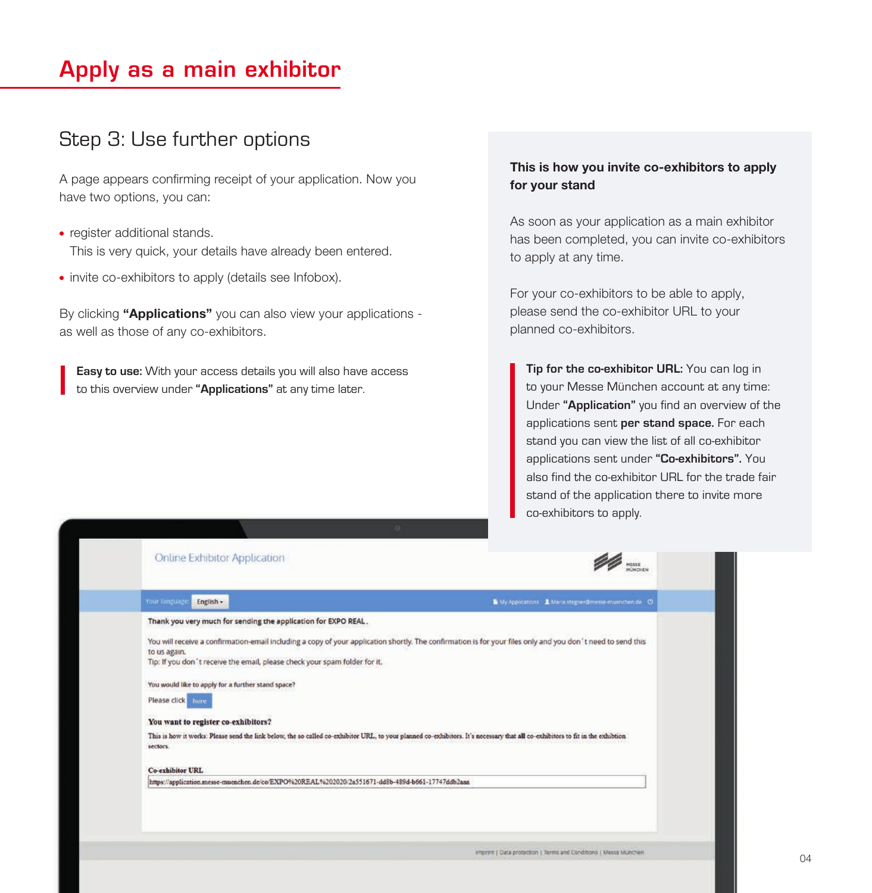# Apply as a main exhibitor

## Step 3: Use further options

A page appears confirming receipt of your application. Now you have two options, you can:

- register additional stands.
  This is very quick, your details have already been entered.
- invite co-exhibitors to apply (details see Infobox).

By clicking **"Applications"** you can also view your applications - as well as those of any co-exhibitors.

**Easy to use:** With your access details you will also have access to this overview under **"Applications"** at any time later.

**This is how you invite co-exhibitors to apply for your stand**

As soon as your application as a main exhibitor has been completed, you can invite co-exhibitors to apply at any time.

For your co-exhibitors to be able to apply, please send the co-exhibitor URL to your planned co-exhibitors.

**Tip for the co-exhibitor URL:** You can log in to your Messe München account at any time: Under **"Application"** you find an overview of the applications sent **per stand space.** For each stand you can view the list of all co-exhibitor applications sent under **"Co-exhibitors".** You also find the co-exhibitor URL for the trade fair stand of the application there to invite more co-exhibitors to apply.

Online Exhibitor Application

Your language: English

My Applications | Maria.stegner@messe-muenchen.de

**Thank you very much for sending the application for EXPO REAL.**

You will receive a confirmation-email including a copy of your application shortly. The confirmation is for your files only and you don´t need to send this to us again.
Tip: If you don´t receive the email, please check your spam folder for it.

You would like to apply for a further stand space?

Please click here

**You want to register co-exhibitors?**

This is how it works: Please send the link below, the so called co-exhibitor URL, to your planned co-exhibitors. It's necessary that **all** co-exhibitors to fit in the exhibition sectors.

**Co-exhibitor URL**

https://application.messe-muenchen.de/co/EXPO%20REAL%202020/2a551671-dd8b-489d-b661-17747ddb2aaa

Imprint | Data protection | Terms and Conditions | Messe München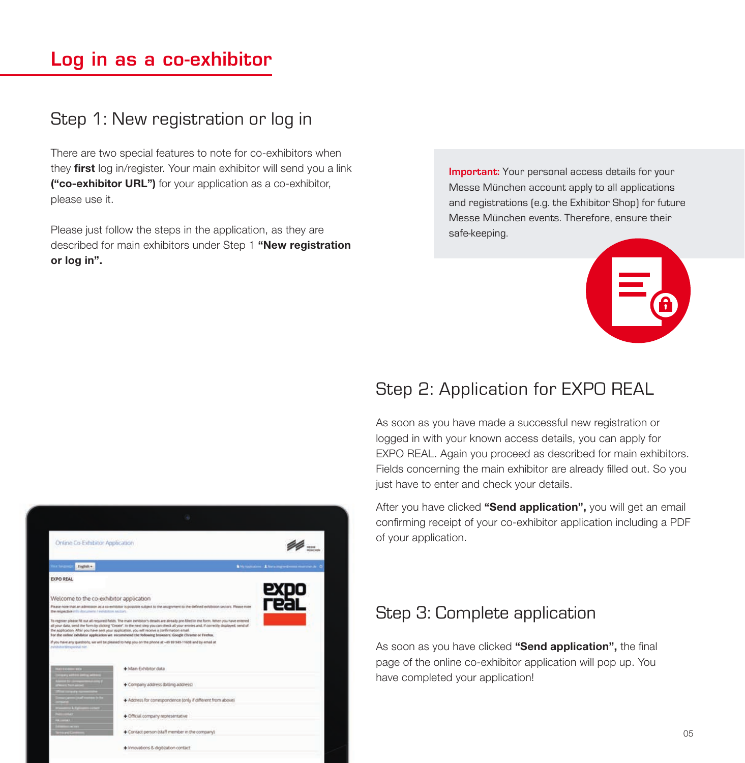# Log in as a co-exhibitor

## Step 1: New registration or log in

There are two special features to note for co-exhibitors when they **first** log in/register. Your main exhibitor will send you a link **("co-exhibitor URL")** for your application as a co-exhibitor, please use it.

Please just follow the steps in the application, as they are described for main exhibitors under Step 1 **"New registration or log in".**

**Important:** Your personal access details for your Messe München account apply to all applications and registrations (e.g. the Exhibitor Shop) for future Messe München events. Therefore, ensure their safe-keeping.

## Step 2: Application for EXPO REAL

As soon as you have made a successful new registration or logged in with your known access details, you can apply for EXPO REAL. Again you proceed as described for main exhibitors. Fields concerning the main exhibitor are already filled out. So you just have to enter and check your details.

After you have clicked **"Send application",** you will get an email confirming receipt of your co-exhibitor application including a PDF of your application.

## Step 3: Complete application

As soon as you have clicked **"Send application",** the final page of the online co-exhibitor application will pop up. You have completed your application!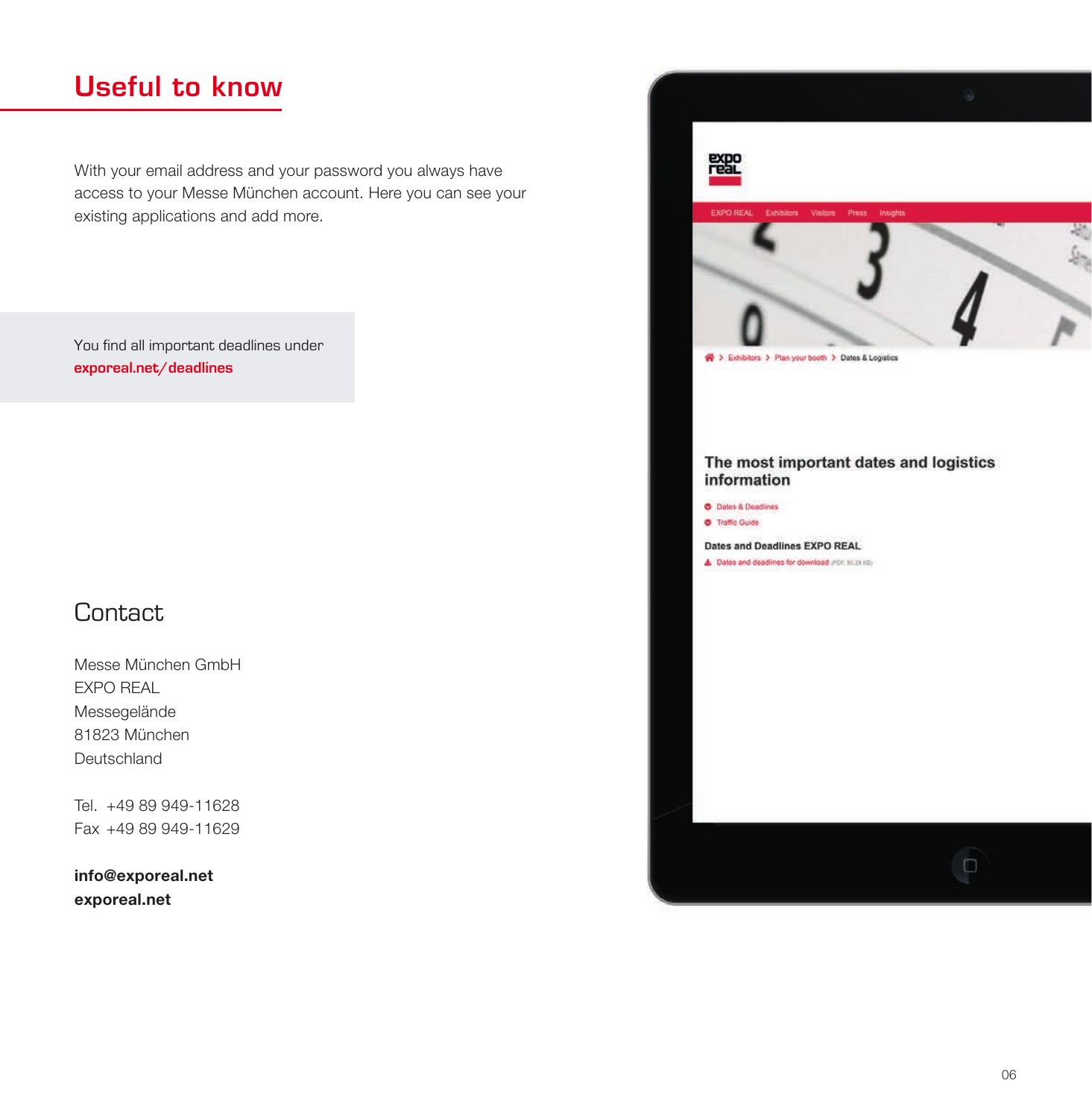# Useful to know

With your email address and your password you always have access to your Messe München account. Here you can see your existing applications and add more.

You find all important deadlines under **exporeal.net/deadlines**

## Contact

Messe München GmbH
EXPO REAL
Messegelände
81823 München
Deutschland

Tel. +49 89 949-11628
Fax +49 89 949-11629

**info@exporeal.net**
**exporeal.net**